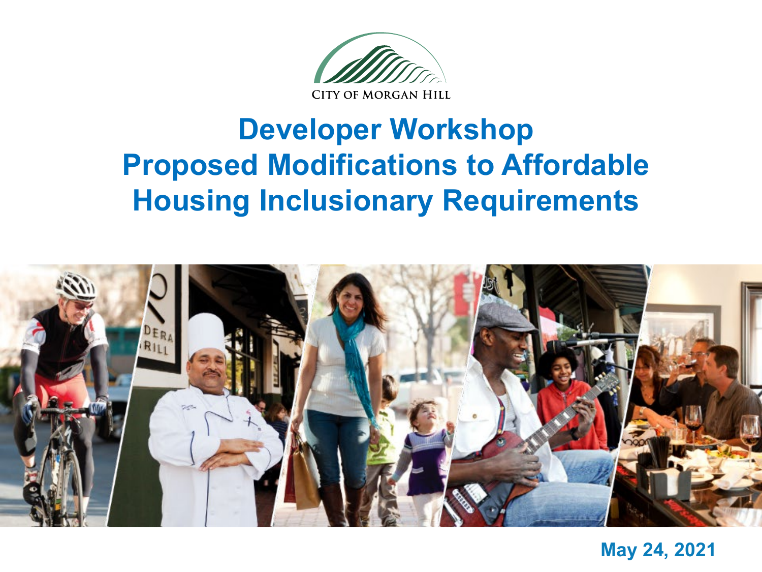CITY OF MORGAN HILL

# Developer Workshop
# Proposed Modifications to Affordable Housing Inclusionary Requirements

May 24, 2021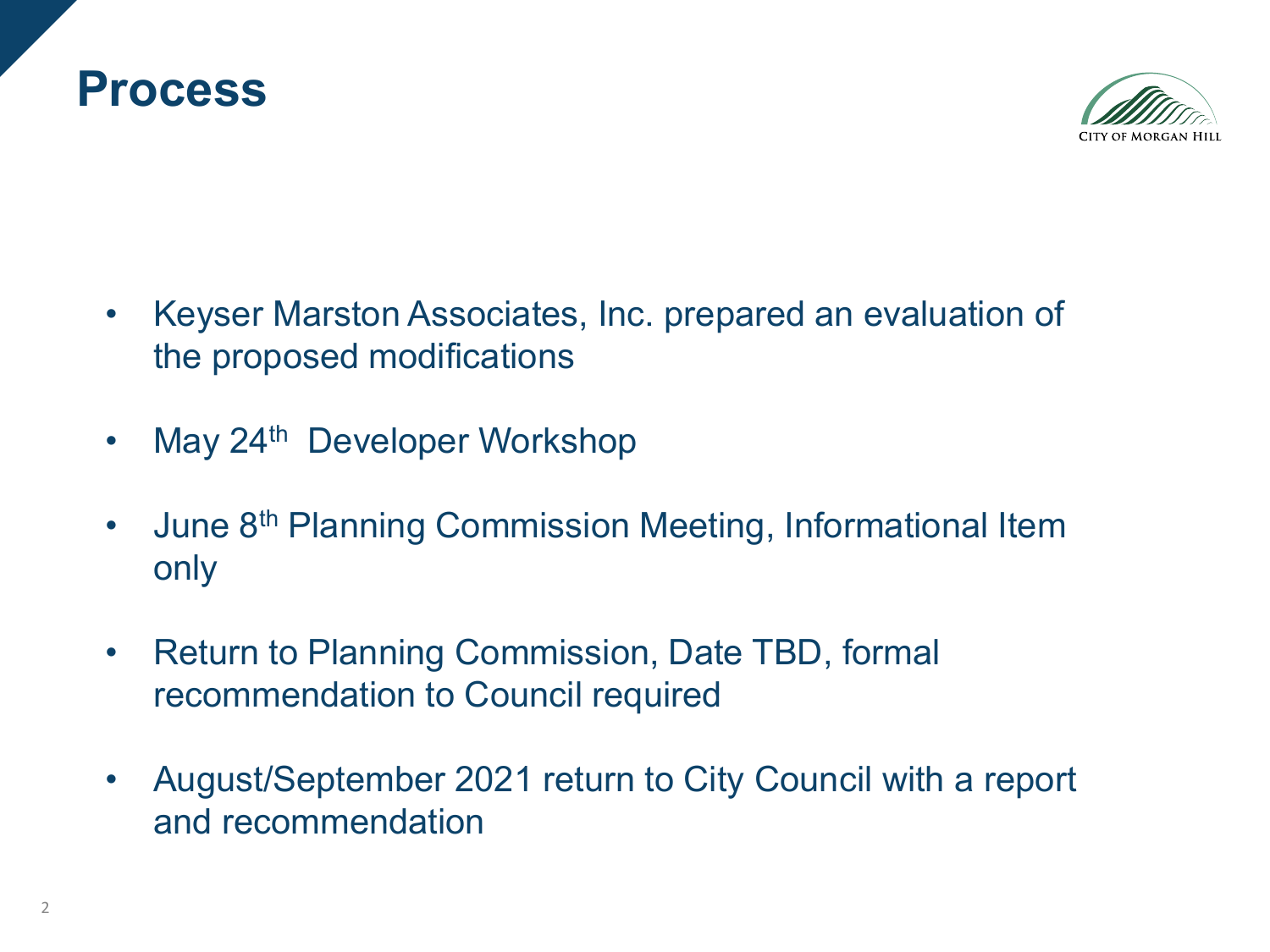# Process

- Keyser Marston Associates, Inc. prepared an evaluation of the proposed modifications
- May 24th Developer Workshop
- June 8th Planning Commission Meeting, Informational Item only
- Return to Planning Commission, Date TBD, formal recommendation to Council required
- August/September 2021 return to City Council with a report and recommendation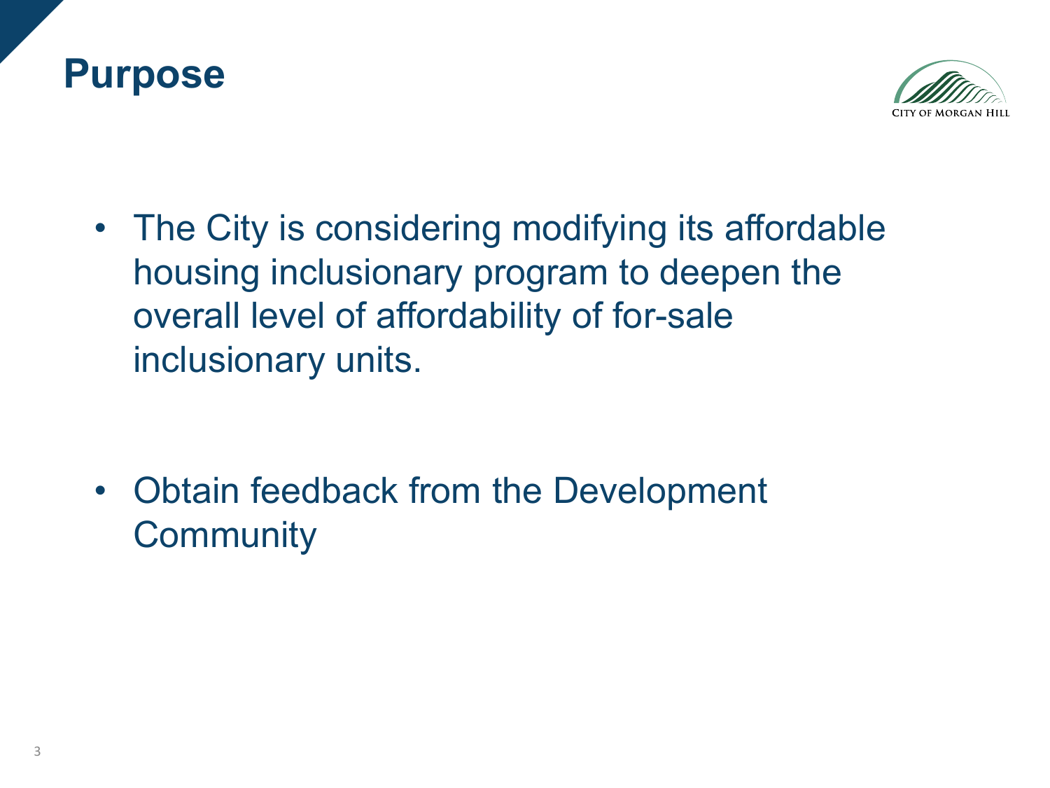# Purpose

- The City is considering modifying its affordable housing inclusionary program to deepen the overall level of affordability of for-sale inclusionary units.
- Obtain feedback from the Development Community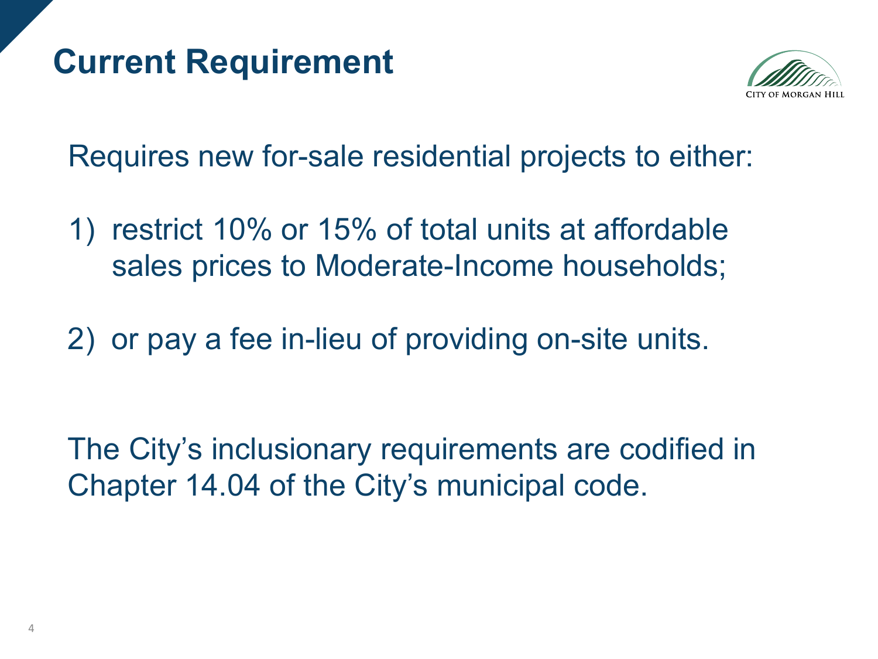# Current Requirement

Requires new for-sale residential projects to either:

1) restrict 10% or 15% of total units at affordable sales prices to Moderate-Income households;

2) or pay a fee in-lieu of providing on-site units.

The City's inclusionary requirements are codified in Chapter 14.04 of the City's municipal code.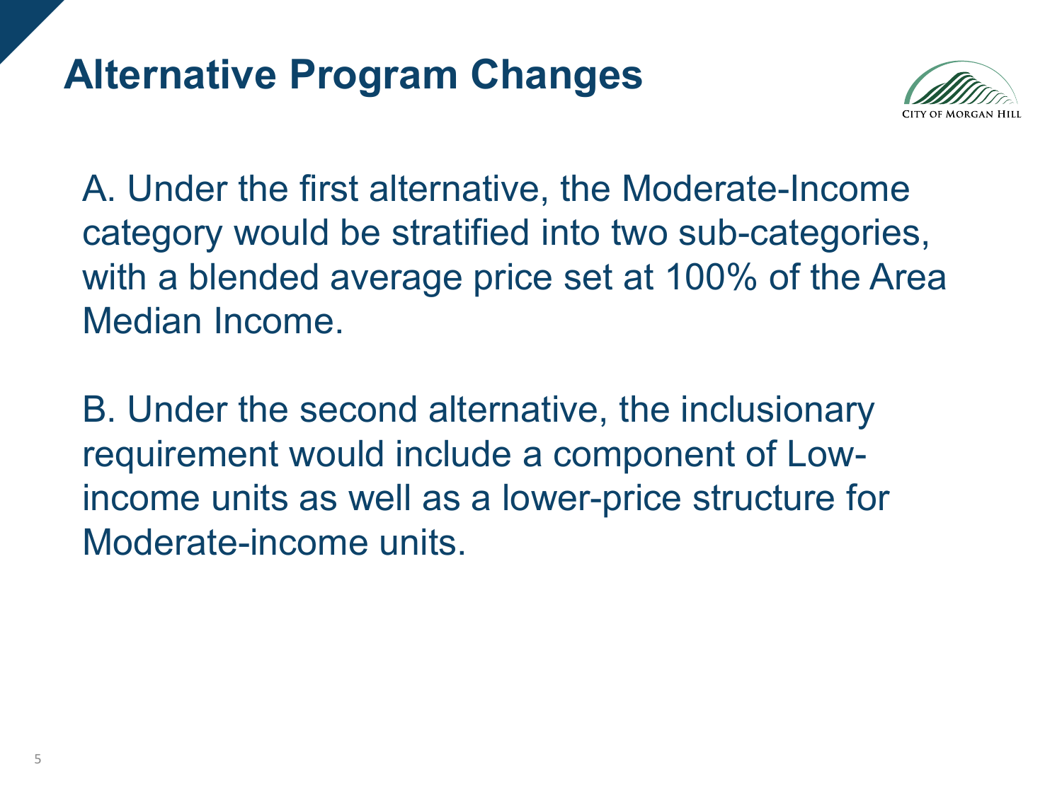# Alternative Program Changes

A. Under the first alternative, the Moderate-Income category would be stratified into two sub-categories, with a blended average price set at 100% of the Area Median Income.

B. Under the second alternative, the inclusionary requirement would include a component of Low-income units as well as a lower-price structure for Moderate-income units.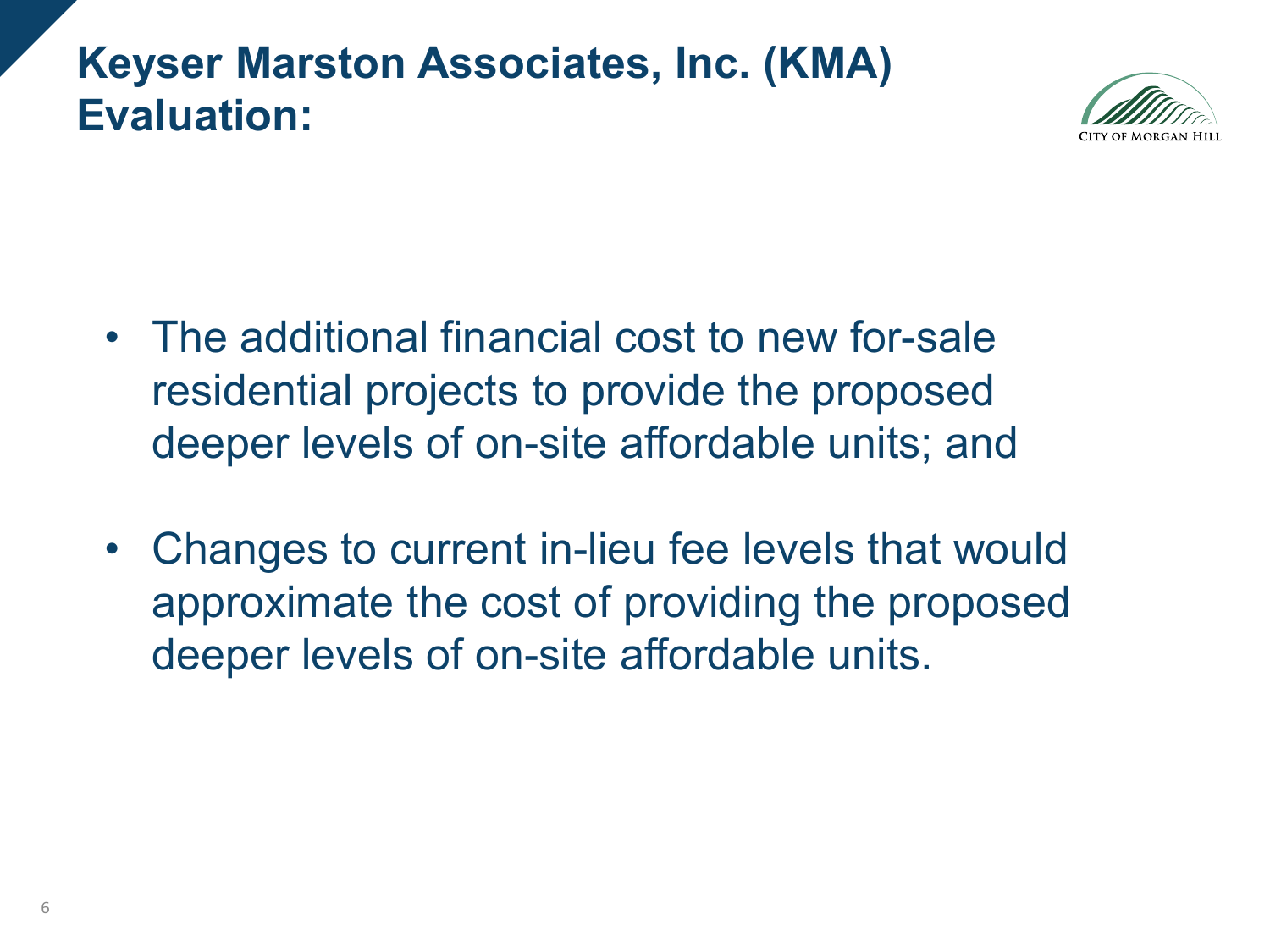# Keyser Marston Associates, Inc. (KMA) Evaluation:

- The additional financial cost to new for-sale residential projects to provide the proposed deeper levels of on-site affordable units; and
- Changes to current in-lieu fee levels that would approximate the cost of providing the proposed deeper levels of on-site affordable units.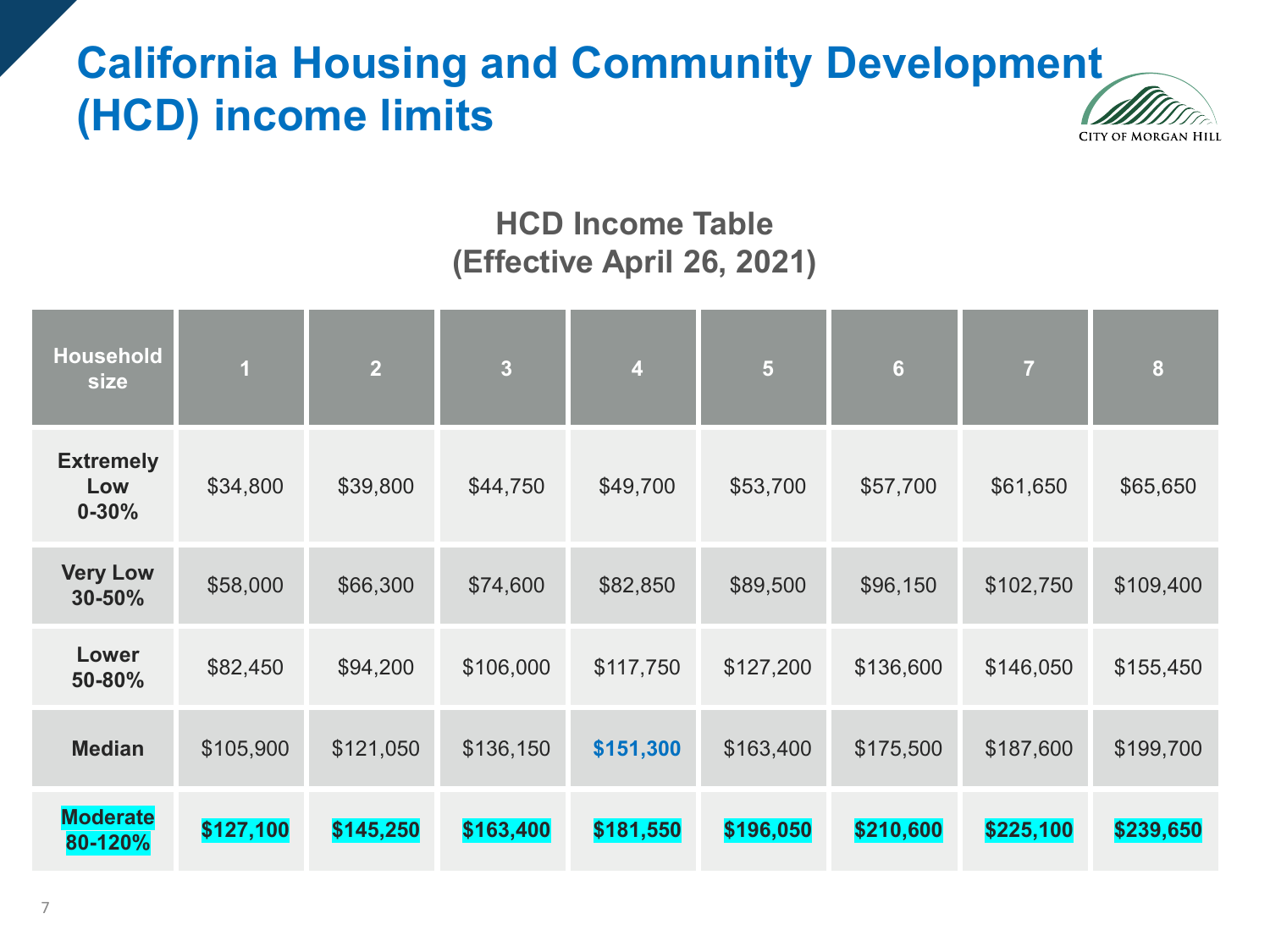# California Housing and Community Development (HCD) income limits

CITY OF MORGAN HILL

## HCD Income Table
## (Effective April 26, 2021)

| Household size | 1 | 2 | 3 | 4 | 5 | 6 | 7 | 8 |
|---|---|---|---|---|---|---|---|---|
| **Extremely Low 0-30%** | $34,800 | $39,800 | $44,750 | $49,700 | $53,700 | $57,700 | $61,650 | $65,650 |
| **Very Low 30-50%** | $58,000 | $66,300 | $74,600 | $82,850 | $89,500 | $96,150 | $102,750 | $109,400 |
| **Lower 50-80%** | $82,450 | $94,200 | $106,000 | $117,750 | $127,200 | $136,600 | $146,050 | $155,450 |
| **Median** | $105,900 | $121,050 | $136,150 | **$151,300** | $163,400 | $175,500 | $187,600 | $199,700 |
| **Moderate 80-120%** | **$127,100** | **$145,250** | **$163,400** | **$181,550** | **$196,050** | **$210,600** | **$225,100** | **$239,650** |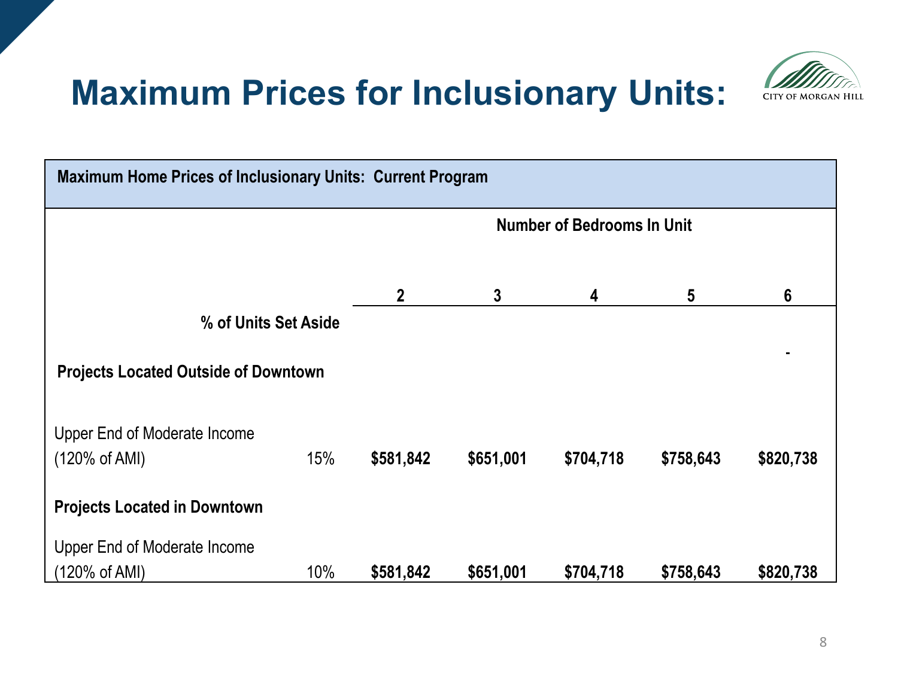# Maximum Prices for Inclusionary Units:

CITY OF MORGAN HILL

| Maximum Home Prices of Inclusionary Units: Current Program | | | | | | |
|---|---|---|---|---|---|---|
| | | Number of Bedrooms In Unit | | | | |
| | | 2 | 3 | 4 | 5 | 6 |
| | % of Units Set Aside | | | | | |
| **Projects Located Outside of Downtown** | | | | | | - |
| Upper End of Moderate Income (120% of AMI) | 15% | **$581,842** | **$651,001** | **$704,718** | **$758,643** | **$820,738** |
| **Projects Located in Downtown** | | | | | | |
| Upper End of Moderate Income (120% of AMI) | 10% | **$581,842** | **$651,001** | **$704,718** | **$758,643** | **$820,738** |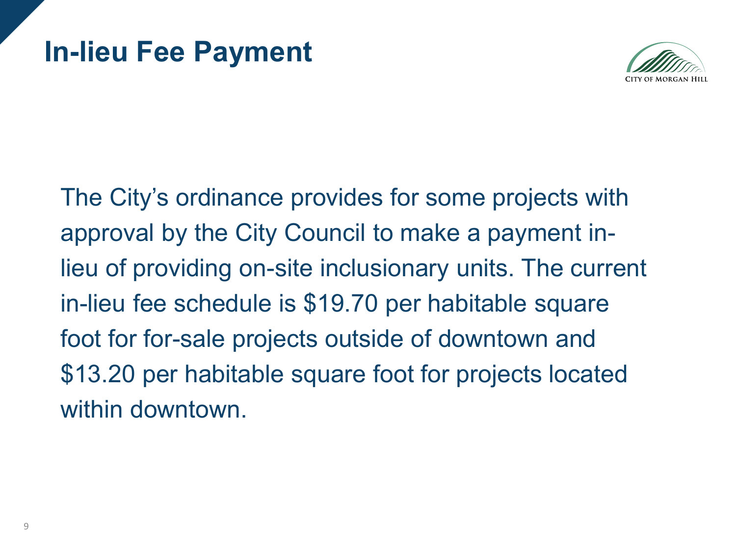# In-lieu Fee Payment

The City's ordinance provides for some projects with approval by the City Council to make a payment in-lieu of providing on-site inclusionary units. The current in-lieu fee schedule is $19.70 per habitable square foot for for-sale projects outside of downtown and $13.20 per habitable square foot for projects located within downtown.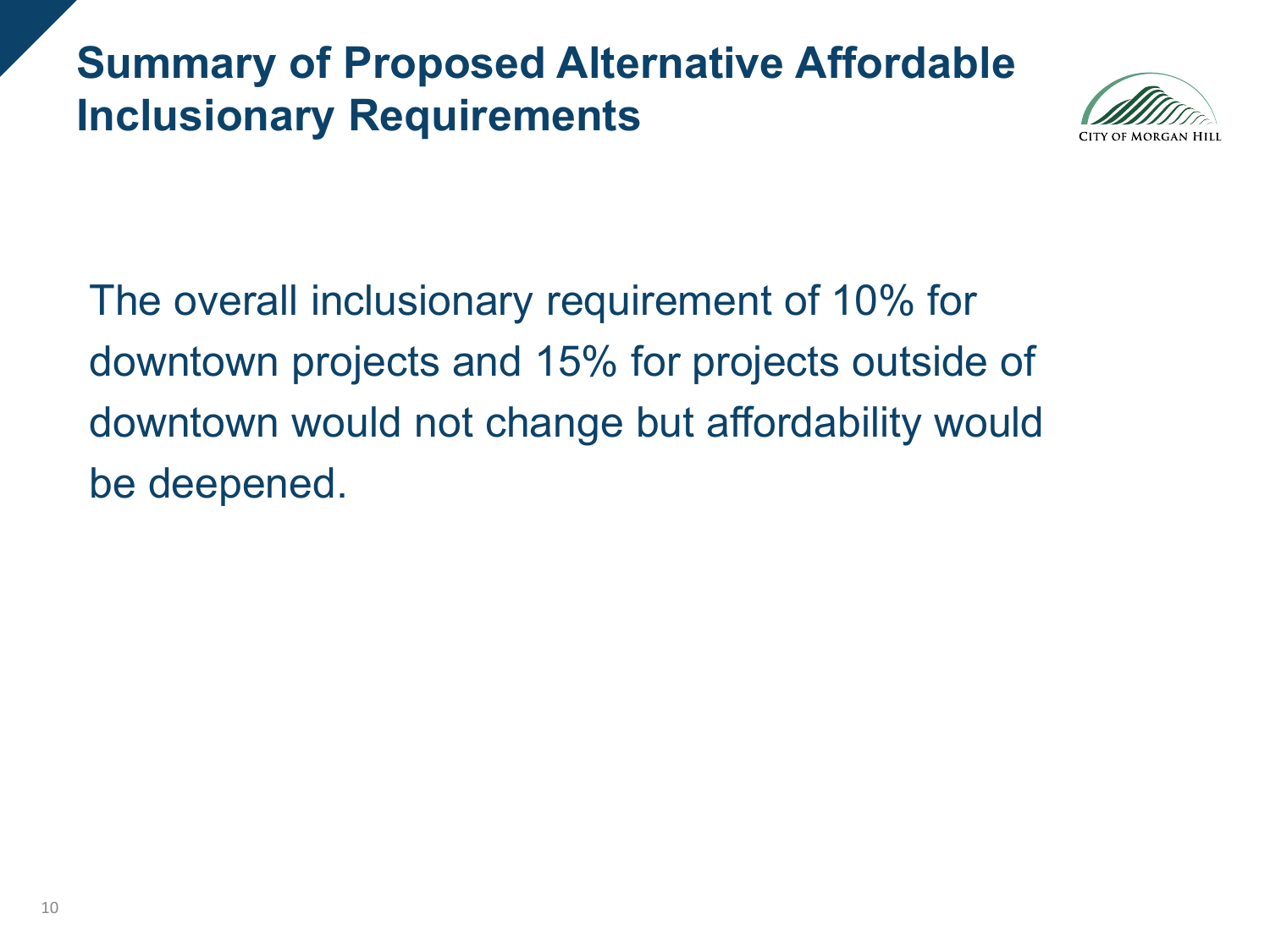# Summary of Proposed Alternative Affordable Inclusionary Requirements

The overall inclusionary requirement of 10% for downtown projects and 15% for projects outside of downtown would not change but affordability would be deepened.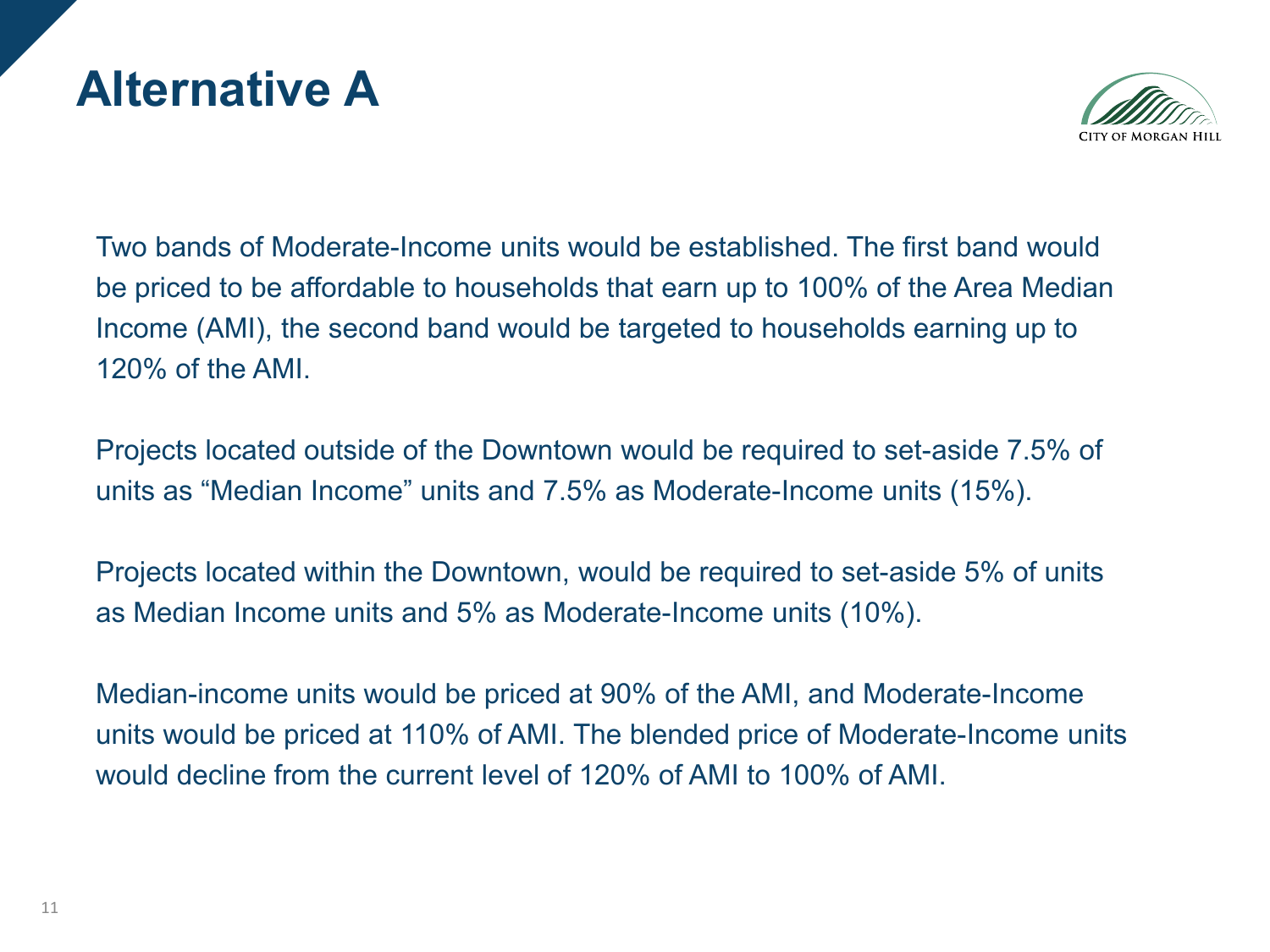# Alternative A

Two bands of Moderate-Income units would be established. The first band would be priced to be affordable to households that earn up to 100% of the Area Median Income (AMI), the second band would be targeted to households earning up to 120% of the AMI.

Projects located outside of the Downtown would be required to set-aside 7.5% of units as "Median Income" units and 7.5% as Moderate-Income units (15%).

Projects located within the Downtown, would be required to set-aside 5% of units as Median Income units and 5% as Moderate-Income units (10%).

Median-income units would be priced at 90% of the AMI, and Moderate-Income units would be priced at 110% of AMI. The blended price of Moderate-Income units would decline from the current level of 120% of AMI to 100% of AMI.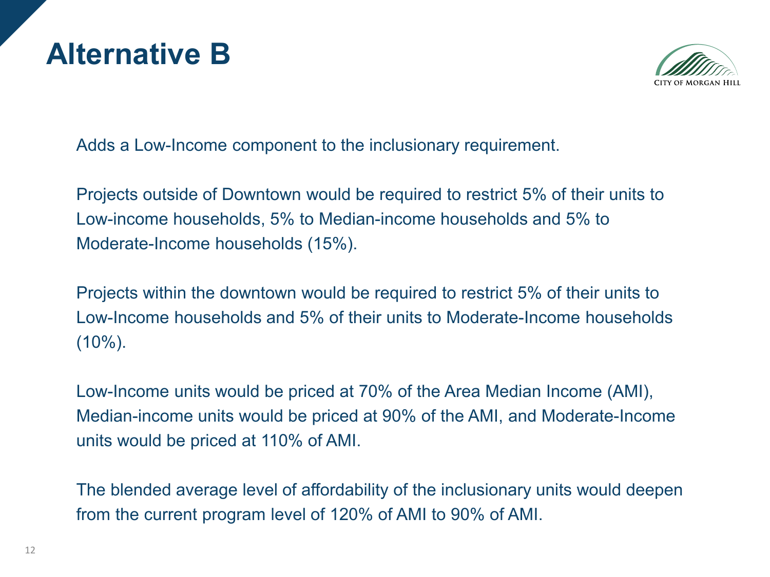# Alternative B

Adds a Low-Income component to the inclusionary requirement.

Projects outside of Downtown would be required to restrict 5% of their units to Low-income households, 5% to Median-income households and 5% to Moderate-Income households (15%).

Projects within the downtown would be required to restrict 5% of their units to Low-Income households and 5% of their units to Moderate-Income households (10%).

Low-Income units would be priced at 70% of the Area Median Income (AMI), Median-income units would be priced at 90% of the AMI, and Moderate-Income units would be priced at 110% of AMI.

The blended average level of affordability of the inclusionary units would deepen from the current program level of 120% of AMI to 90% of AMI.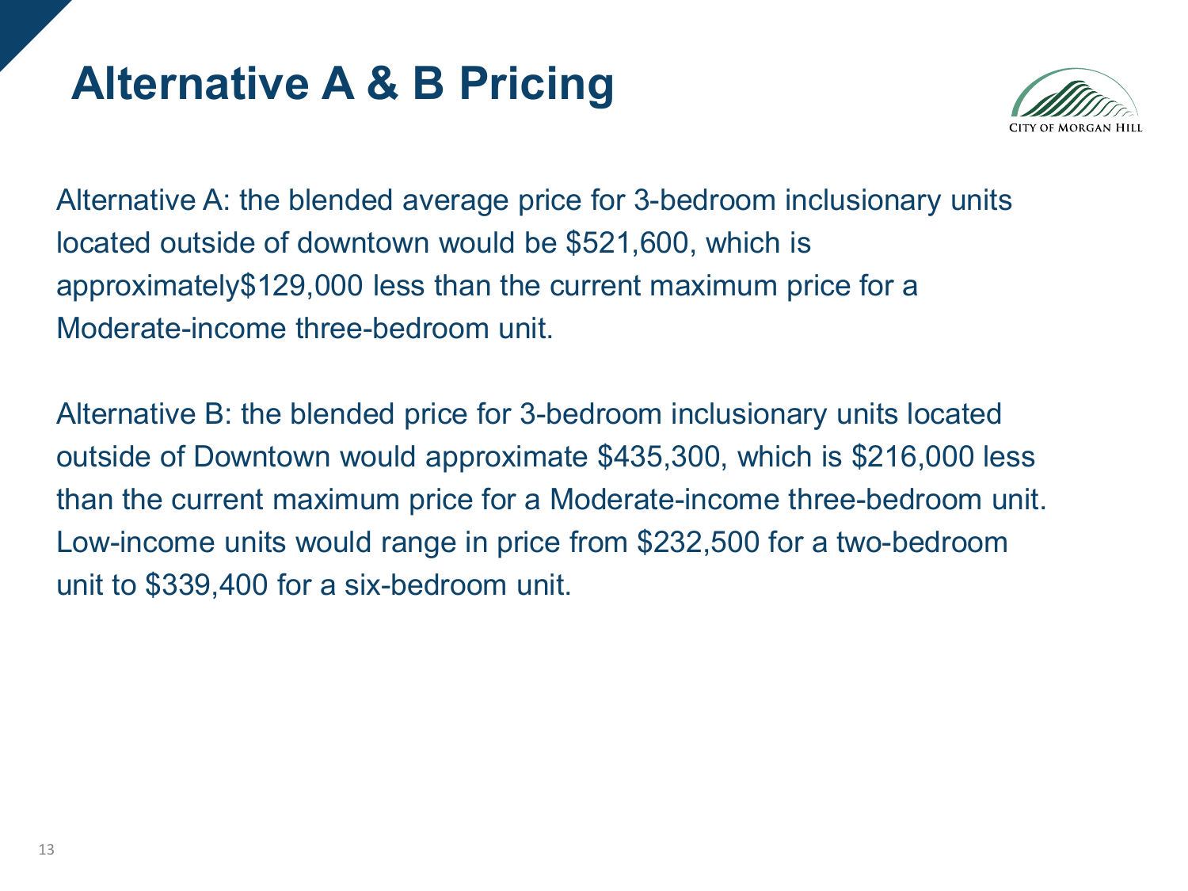# Alternative A & B Pricing

Alternative A: the blended average price for 3-bedroom inclusionary units located outside of downtown would be $521,600, which is approximately$129,000 less than the current maximum price for a Moderate-income three-bedroom unit.

Alternative B: the blended price for 3-bedroom inclusionary units located outside of Downtown would approximate $435,300, which is $216,000 less than the current maximum price for a Moderate-income three-bedroom unit. Low-income units would range in price from $232,500 for a two-bedroom unit to $339,400 for a six-bedroom unit.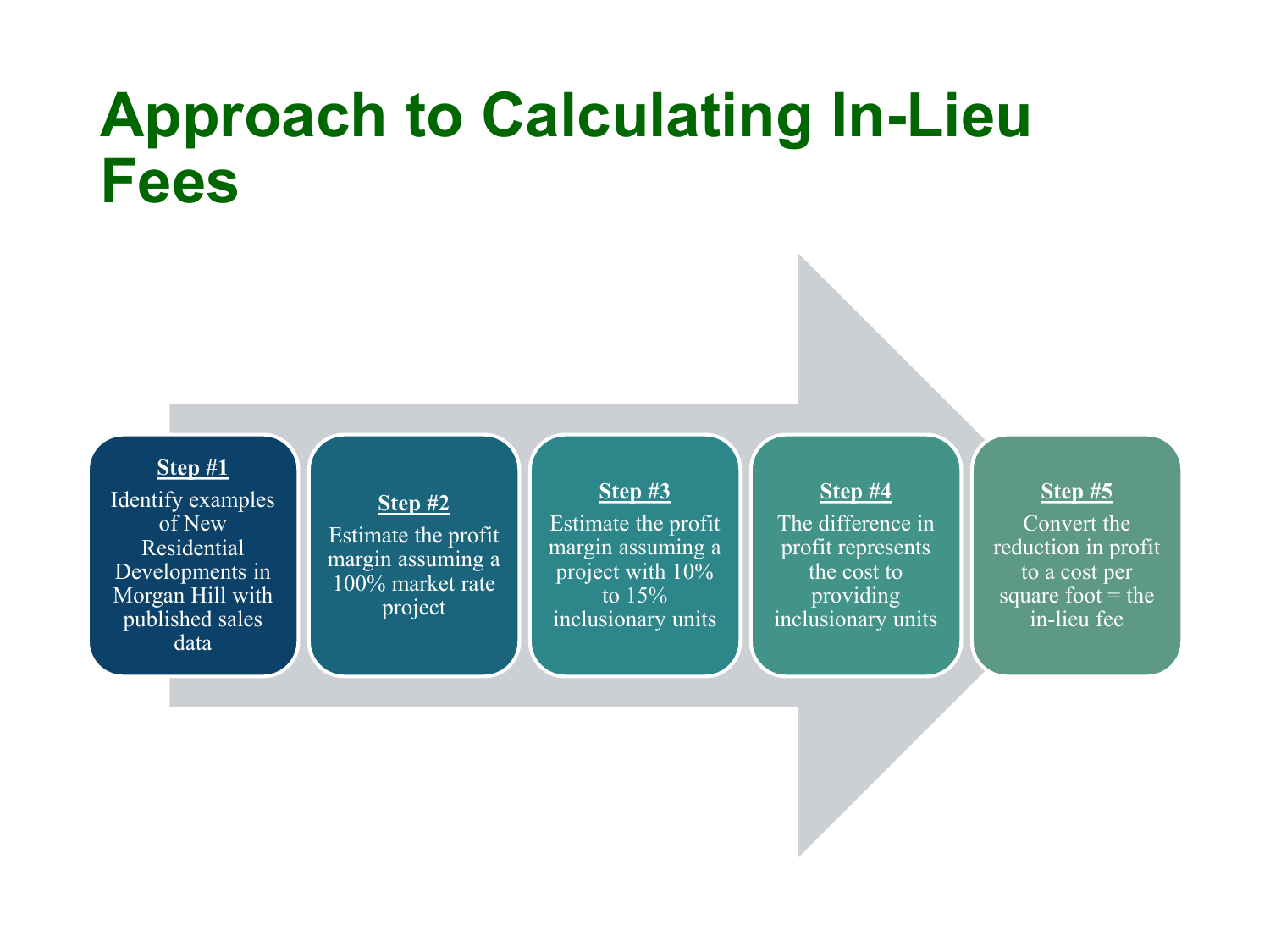# Approach to Calculating In-Lieu Fees

**Step #1**
Identify examples of New Residential Developments in Morgan Hill with published sales data

**Step #2**
Estimate the profit margin assuming a 100% market rate project

**Step #3**
Estimate the profit margin assuming a project with 10% to 15% inclusionary units

**Step #4**
The difference in profit represents the cost to providing inclusionary units

**Step #5**
Convert the reduction in profit to a cost per square foot = the in-lieu fee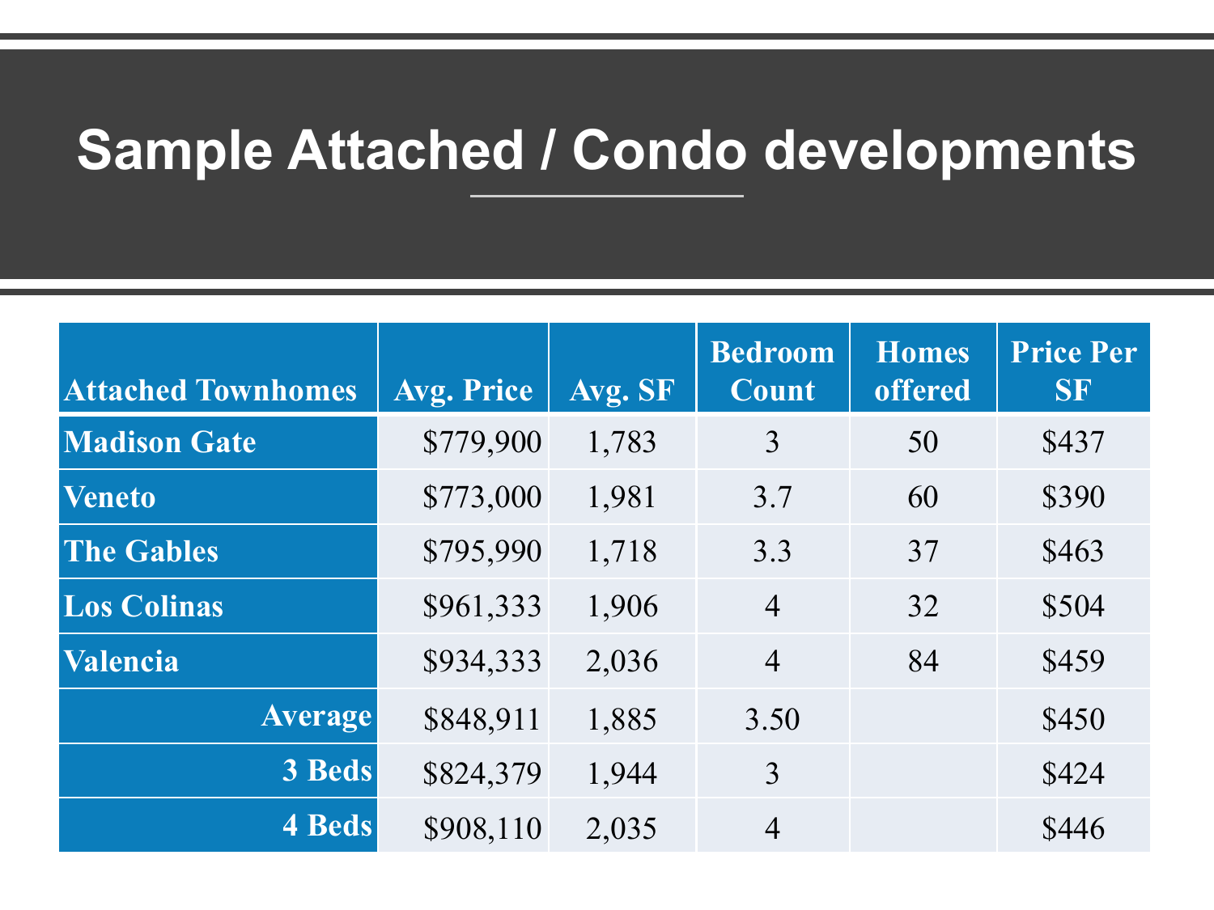# Sample Attached / Condo developments

| Attached Townhomes | Avg. Price | Avg. SF | Bedroom Count | Homes offered | Price Per SF |
|---|---|---|---|---|---|
| Madison Gate | $779,900 | 1,783 | 3 | 50 | $437 |
| Veneto | $773,000 | 1,981 | 3.7 | 60 | $390 |
| The Gables | $795,990 | 1,718 | 3.3 | 37 | $463 |
| Los Colinas | $961,333 | 1,906 | 4 | 32 | $504 |
| Valencia | $934,333 | 2,036 | 4 | 84 | $459 |
| Average | $848,911 | 1,885 | 3.50 | | $450 |
| 3 Beds | $824,379 | 1,944 | 3 | | $424 |
| 4 Beds | $908,110 | 2,035 | 4 | | $446 |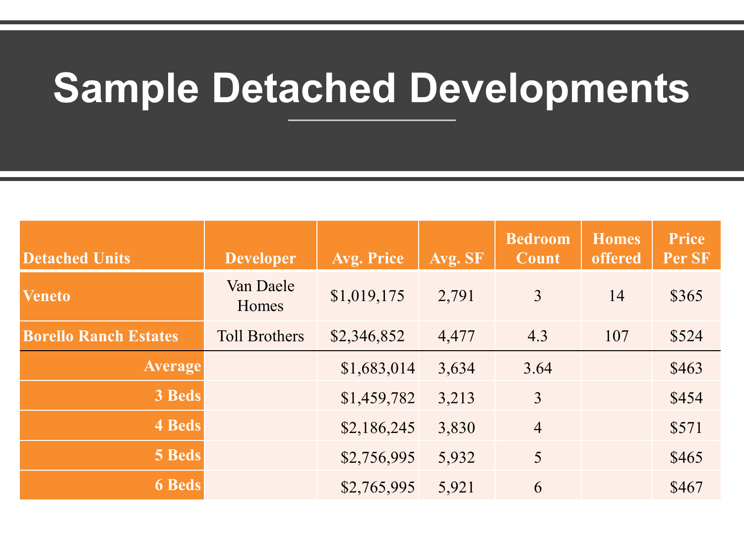# Sample Detached Developments

| Detached Units | Developer | Avg. Price | Avg. SF | Bedroom Count | Homes offered | Price Per SF |
|---|---|---|---|---|---|---|
| **Veneto** | Van Daele Homes | $1,019,175 | 2,791 | 3 | 14 | $365 |
| **Borello Ranch Estates** | Toll Brothers | $2,346,852 | 4,477 | 4.3 | 107 | $524 |
| **Average** | | $1,683,014 | 3,634 | 3.64 | | $463 |
| **3 Beds** | | $1,459,782 | 3,213 | 3 | | $454 |
| **4 Beds** | | $2,186,245 | 3,830 | 4 | | $571 |
| **5 Beds** | | $2,756,995 | 5,932 | 5 | | $465 |
| **6 Beds** | | $2,765,995 | 5,921 | 6 | | $467 |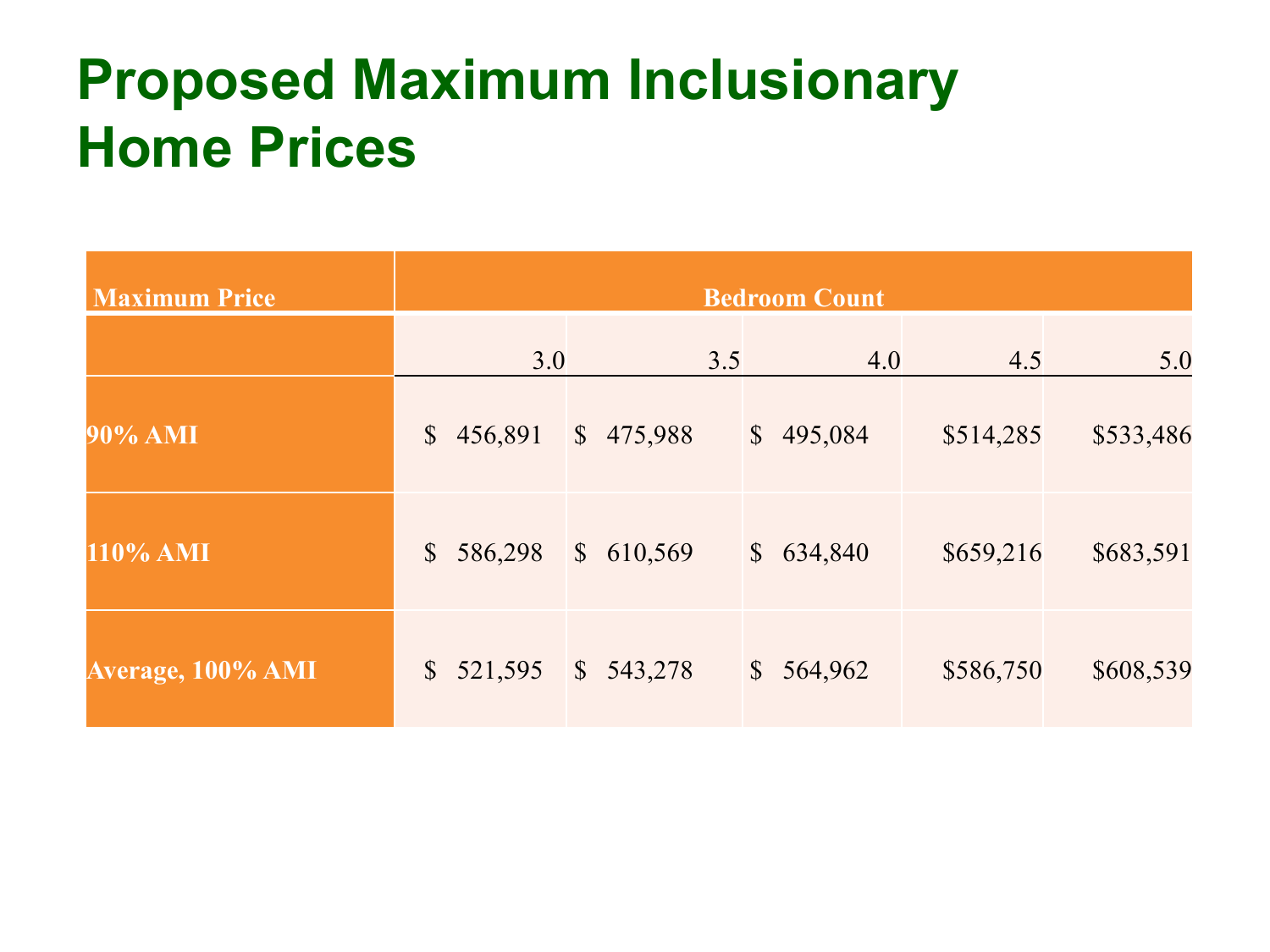# Proposed Maximum Inclusionary Home Prices

| Maximum Price | Bedroom Count | | | | |
|---|---|---|---|---|---|
| | 3.0 | 3.5 | 4.0 | 4.5 | 5.0 |
| 90% AMI | $ 456,891 | $ 475,988 | $ 495,084 | $514,285 | $533,486 |
| 110% AMI | $ 586,298 | $ 610,569 | $ 634,840 | $659,216 | $683,591 |
| Average, 100% AMI | $ 521,595 | $ 543,278 | $ 564,962 | $586,750 | $608,539 |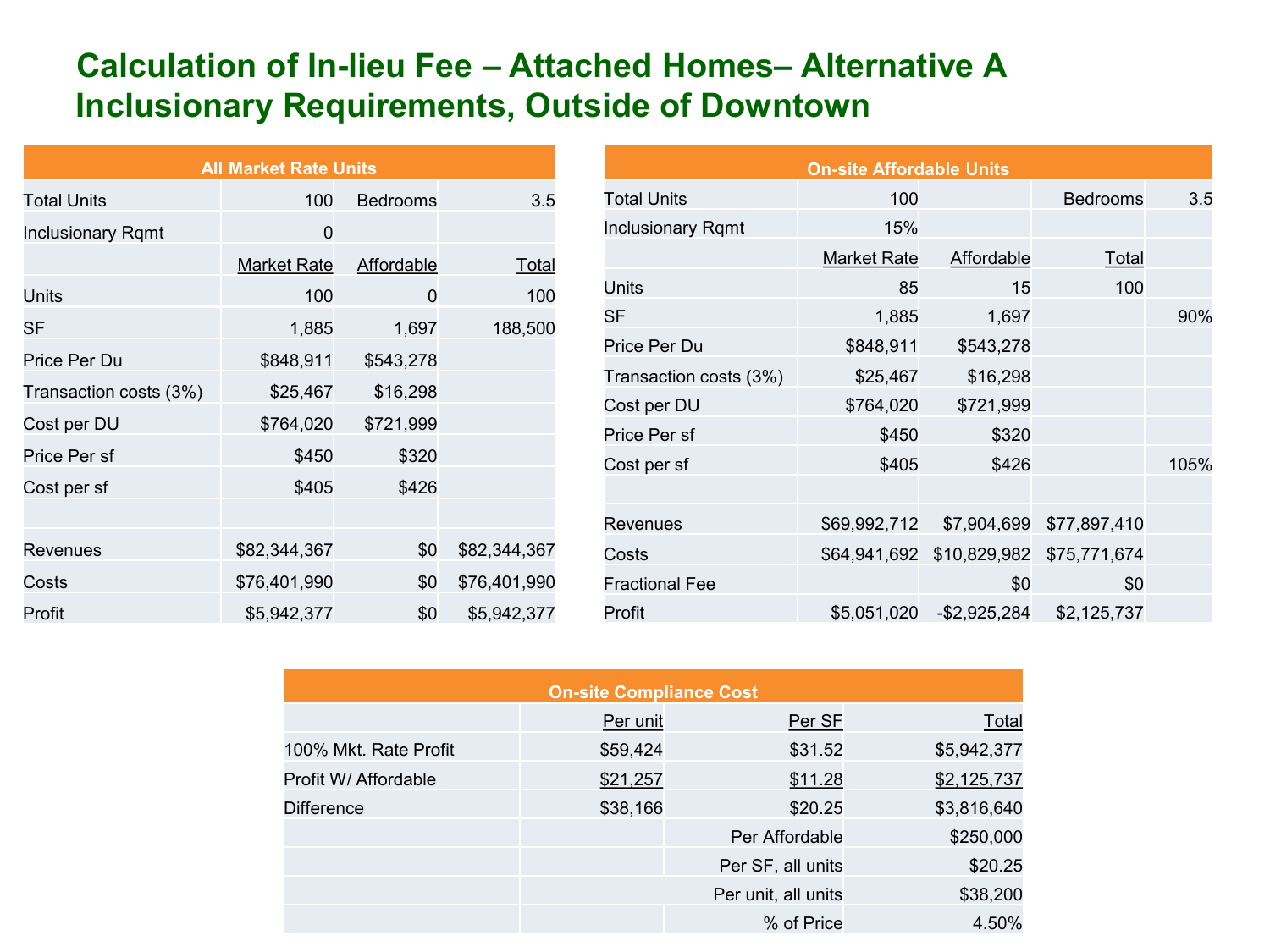# Calculation of In-lieu Fee – Attached Homes– Alternative A Inclusionary Requirements, Outside of Downtown

| All Market Rate Units | | | |
|---|---|---|---|
| Total Units | 100 | Bedrooms | 3.5 |
| Inclusionary Rqmt | 0 | | |
| | Market Rate | Affordable | Total |
| Units | 100 | 0 | 100 |
| SF | 1,885 | 1,697 | 188,500 |
| Price Per Du | $848,911 | $543,278 | |
| Transaction costs (3%) | $25,467 | $16,298 | |
| Cost per DU | $764,020 | $721,999 | |
| Price Per sf | $450 | $320 | |
| Cost per sf | $405 | $426 | |
| | | | |
| Revenues | $82,344,367 | $0 | $82,344,367 |
| Costs | $76,401,990 | $0 | $76,401,990 |
| Profit | $5,942,377 | $0 | $5,942,377 |

| On-site Affordable Units | | | | |
|---|---|---|---|---|
| Total Units | 100 | | Bedrooms | 3.5 |
| Inclusionary Rqmt | 15% | | | |
| | Market Rate | Affordable | Total | |
| Units | 85 | 15 | 100 | |
| SF | 1,885 | 1,697 | | 90% |
| Price Per Du | $848,911 | $543,278 | | |
| Transaction costs (3%) | $25,467 | $16,298 | | |
| Cost per DU | $764,020 | $721,999 | | |
| Price Per sf | $450 | $320 | | |
| Cost per sf | $405 | $426 | | 105% |
| | | | | |
| Revenues | $69,992,712 | $7,904,699 | $77,897,410 | |
| Costs | $64,941,692 | $10,829,982 | $75,771,674 | |
| Fractional Fee | | $0 | $0 | |
| Profit | $5,051,020 | -$2,925,284 | $2,125,737 | |

| On-site Compliance Cost | | | |
|---|---|---|---|
| | Per unit | Per SF | Total |
| 100% Mkt. Rate Profit | $59,424 | $31.52 | $5,942,377 |
| Profit W/ Affordable | $21,257 | $11.28 | $2,125,737 |
| Difference | $38,166 | $20.25 | $3,816,640 |
| | | Per Affordable | $250,000 |
| | | Per SF, all units | $20.25 |
| | | Per unit, all units | $38,200 |
| | | % of Price | 4.50% |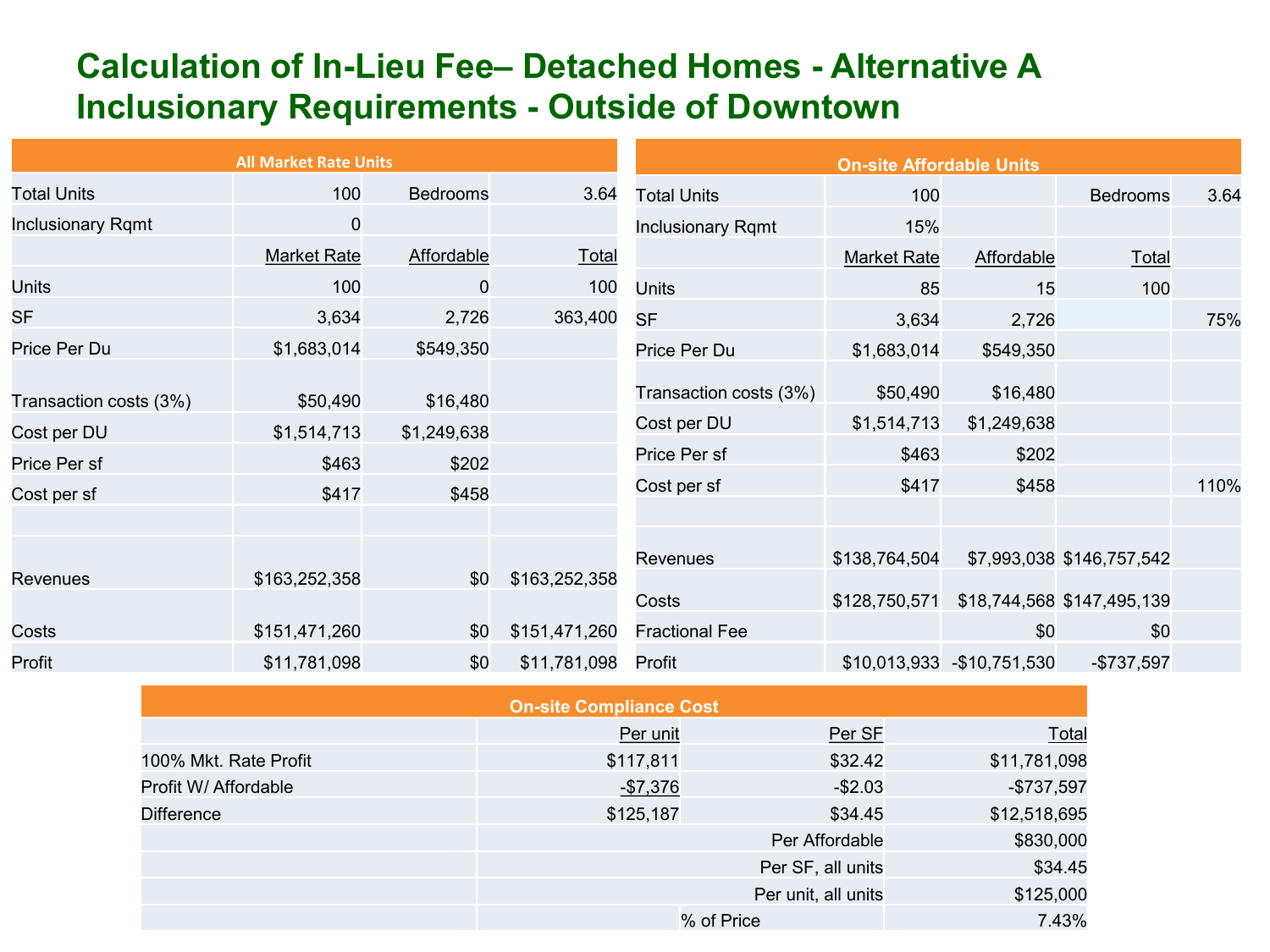# Calculation of In-Lieu Fee– Detached Homes - Alternative A Inclusionary Requirements - Outside of Downtown

| All Market Rate Units | | | |
|---|---|---|---|
| Total Units | 100 | Bedrooms | 3.64 |
| Inclusionary Rqmt | 0 | | |
| | Market Rate | Affordable | Total |
| Units | 100 | 0 | 100 |
| SF | 3,634 | 2,726 | 363,400 |
| Price Per Du | $1,683,014 | $549,350 | |
| Transaction costs (3%) | $50,490 | $16,480 | |
| Cost per DU | $1,514,713 | $1,249,638 | |
| Price Per sf | $463 | $202 | |
| Cost per sf | $417 | $458 | |
| Revenues | $163,252,358 | $0 | $163,252,358 |
| Costs | $151,471,260 | $0 | $151,471,260 |
| Profit | $11,781,098 | $0 | $11,781,098 |

| On-site Affordable Units | | | | |
|---|---|---|---|---|
| Total Units | 100 | | Bedrooms | 3.64 |
| Inclusionary Rqmt | 15% | | | |
| | Market Rate | Affordable | Total | |
| Units | 85 | 15 | 100 | |
| SF | 3,634 | 2,726 | | 75% |
| Price Per Du | $1,683,014 | $549,350 | | |
| Transaction costs (3%) | $50,490 | $16,480 | | |
| Cost per DU | $1,514,713 | $1,249,638 | | |
| Price Per sf | $463 | $202 | | |
| Cost per sf | $417 | $458 | | 110% |
| Revenues | $138,764,504 | $7,993,038 | $146,757,542 | |
| Costs | $128,750,571 | $18,744,568 | $147,495,139 | |
| Fractional Fee | | $0 | $0 | |
| Profit | $10,013,933 | -$10,751,530 | -$737,597 | |

| On-site Compliance Cost | | | |
|---|---|---|---|
| | Per unit | Per SF | Total |
| 100% Mkt. Rate Profit | $117,811 | $32.42 | $11,781,098 |
| Profit W/ Affordable | -$7,376 | -$2.03 | -$737,597 |
| Difference | $125,187 | $34.45 | $12,518,695 |
| | | Per Affordable | $830,000 |
| | | Per SF, all units | $34.45 |
| | | Per unit, all units | $125,000 |
| | % of Price | | 7.43% |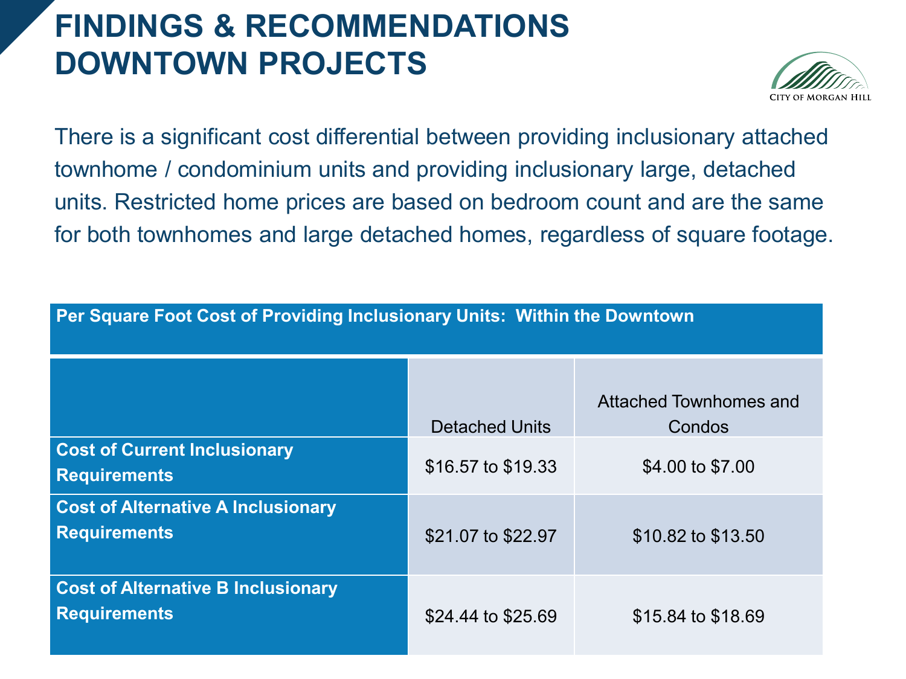# FINDINGS & RECOMMENDATIONS DOWNTOWN PROJECTS

There is a significant cost differential between providing inclusionary attached townhome / condominium units and providing inclusionary large, detached units. Restricted home prices are based on bedroom count and are the same for both townhomes and large detached homes, regardless of square footage.

| Per Square Foot Cost of Providing Inclusionary Units: Within the Downtown | | |
|---|---|---|
| | Detached Units | Attached Townhomes and Condos |
| **Cost of Current Inclusionary Requirements** | $16.57 to $19.33 | $4.00 to $7.00 |
| **Cost of Alternative A Inclusionary Requirements** | $21.07 to $22.97 | $10.82 to $13.50 |
| **Cost of Alternative B Inclusionary Requirements** | $24.44 to $25.69 | $15.84 to $18.69 |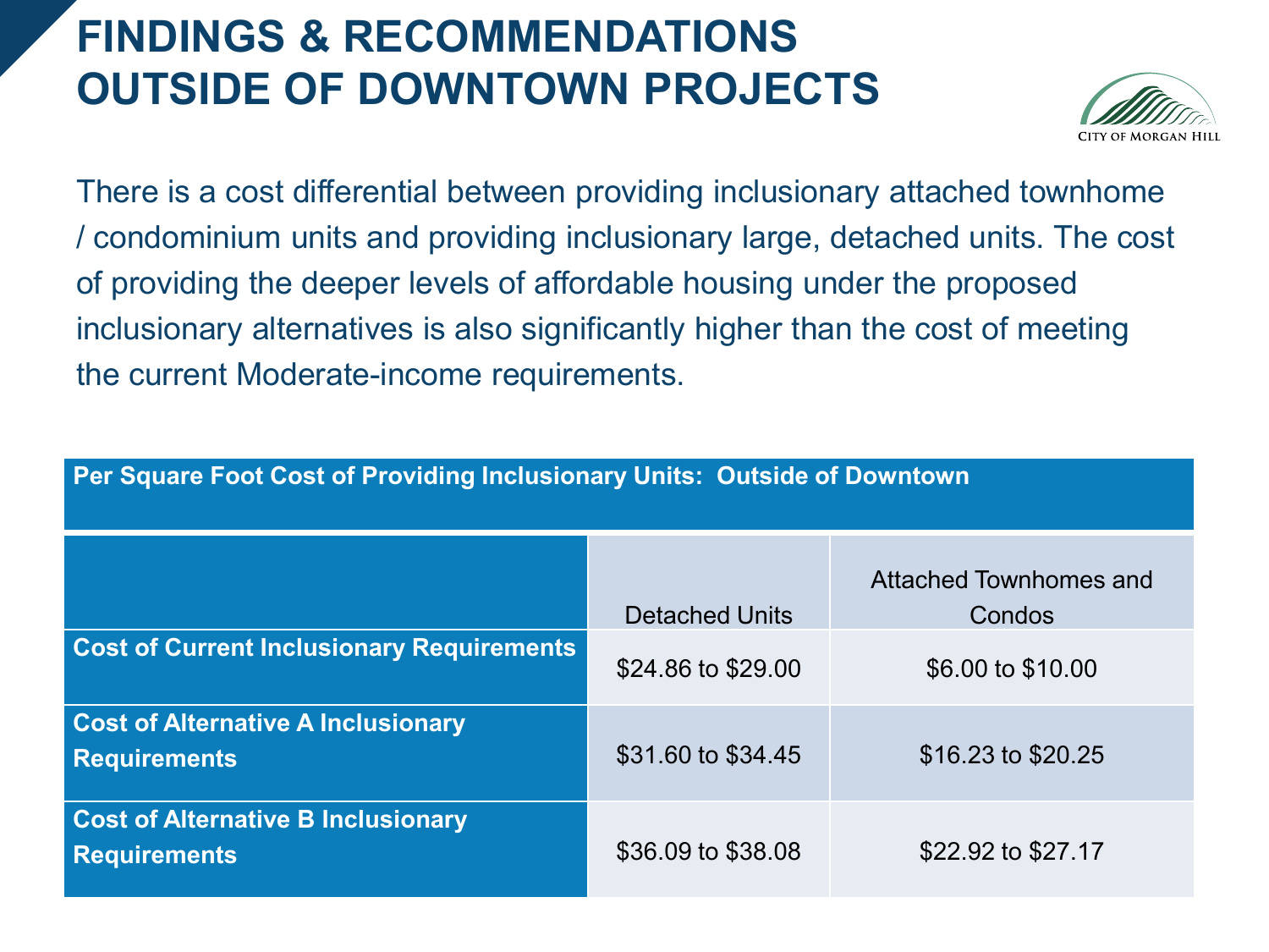# FINDINGS & RECOMMENDATIONS OUTSIDE OF DOWNTOWN PROJECTS

CITY OF MORGAN HILL

There is a cost differential between providing inclusionary attached townhome / condominium units and providing inclusionary large, detached units. The cost of providing the deeper levels of affordable housing under the proposed inclusionary alternatives is also significantly higher than the cost of meeting the current Moderate-income requirements.

**Per Square Foot Cost of Providing Inclusionary Units: Outside of Downtown**

| | Detached Units | Attached Townhomes and Condos |
|---|---|---|
| **Cost of Current Inclusionary Requirements** | $24.86 to $29.00 | $6.00 to $10.00 |
| **Cost of Alternative A Inclusionary Requirements** | $31.60 to $34.45 | $16.23 to $20.25 |
| **Cost of Alternative B Inclusionary Requirements** | $36.09 to $38.08 | $22.92 to $27.17 |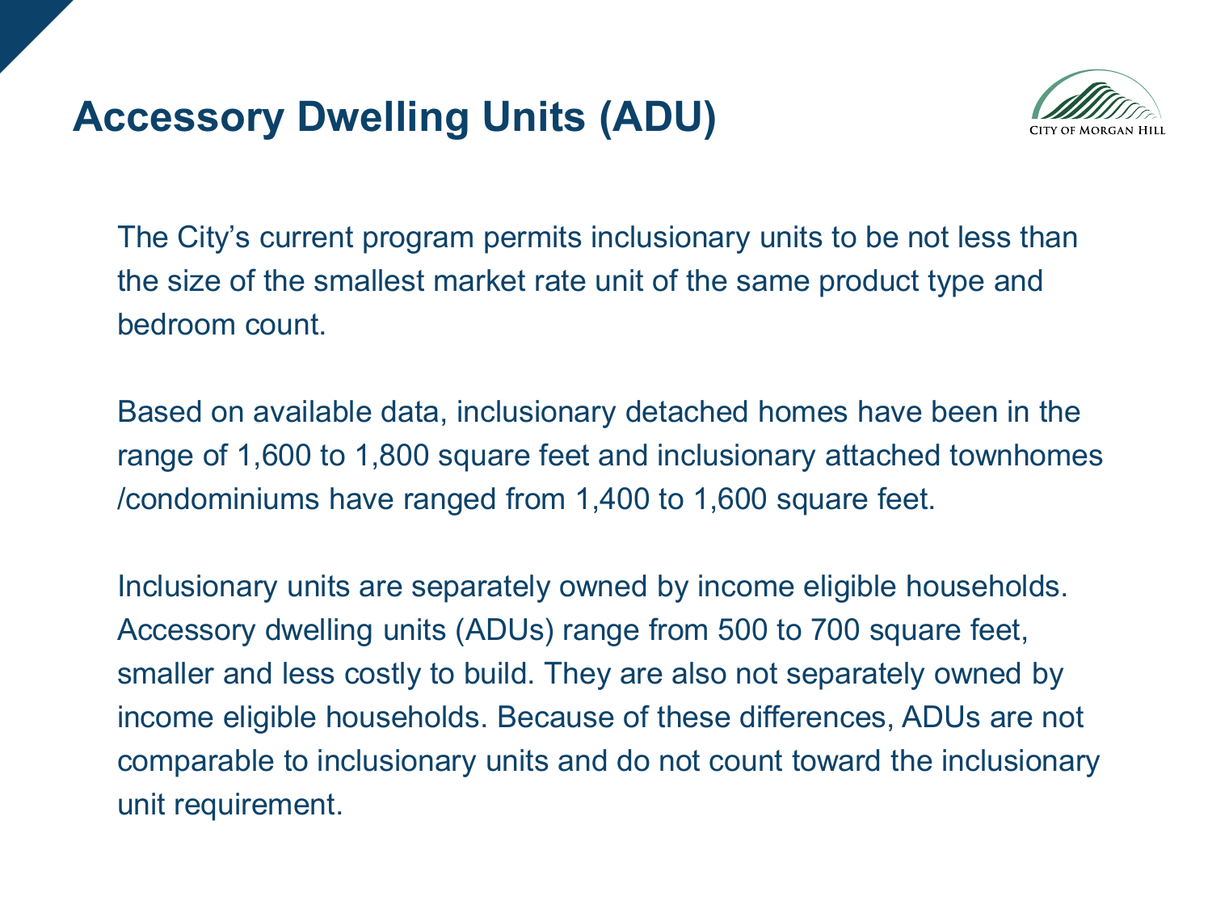# Accessory Dwelling Units (ADU)

The City's current program permits inclusionary units to be not less than the size of the smallest market rate unit of the same product type and bedroom count.

Based on available data, inclusionary detached homes have been in the range of 1,600 to 1,800 square feet and inclusionary attached townhomes /condominiums have ranged from 1,400 to 1,600 square feet.

Inclusionary units are separately owned by income eligible households. Accessory dwelling units (ADUs) range from 500 to 700 square feet, smaller and less costly to build. They are also not separately owned by income eligible households. Because of these differences, ADUs are not comparable to inclusionary units and do not count toward the inclusionary unit requirement.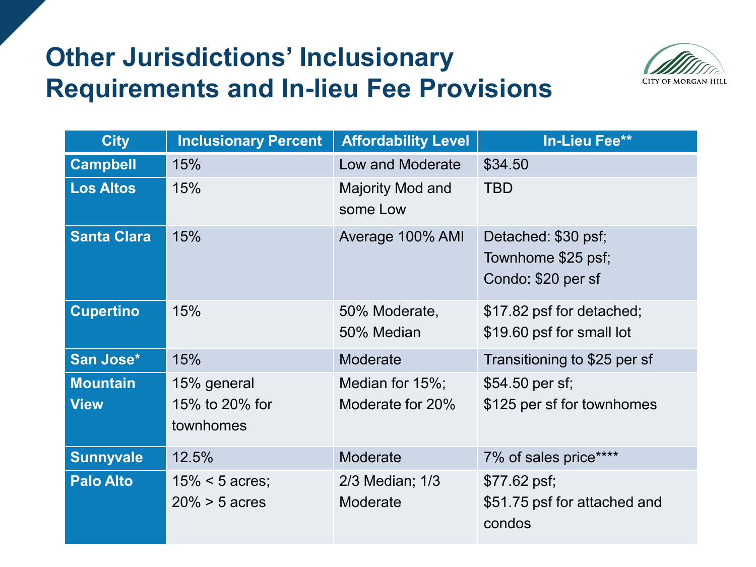# Other Jurisdictions' Inclusionary Requirements and In-lieu Fee Provisions

| City | Inclusionary Percent | Affordability Level | In-Lieu Fee** |
|---|---|---|---|
| **Campbell** | 15% | Low and Moderate | $34.50 |
| **Los Altos** | 15% | Majority Mod and some Low | TBD |
| **Santa Clara** | 15% | Average 100% AMI | Detached: $30 psf; Townhome $25 psf; Condo: $20 per sf |
| **Cupertino** | 15% | 50% Moderate, 50% Median | $17.82 psf for detached; $19.60 psf for small lot |
| **San Jose*** | 15% | Moderate | Transitioning to $25 per sf |
| **Mountain View** | 15% general 15% to 20% for townhomes | Median for 15%; Moderate for 20% | $54.50 per sf; $125 per sf for townhomes |
| **Sunnyvale** | 12.5% | Moderate | 7% of sales price**** |
| **Palo Alto** | 15% < 5 acres; 20% > 5 acres | 2/3 Median; 1/3 Moderate | $77.62 psf; $51.75 psf for attached and condos |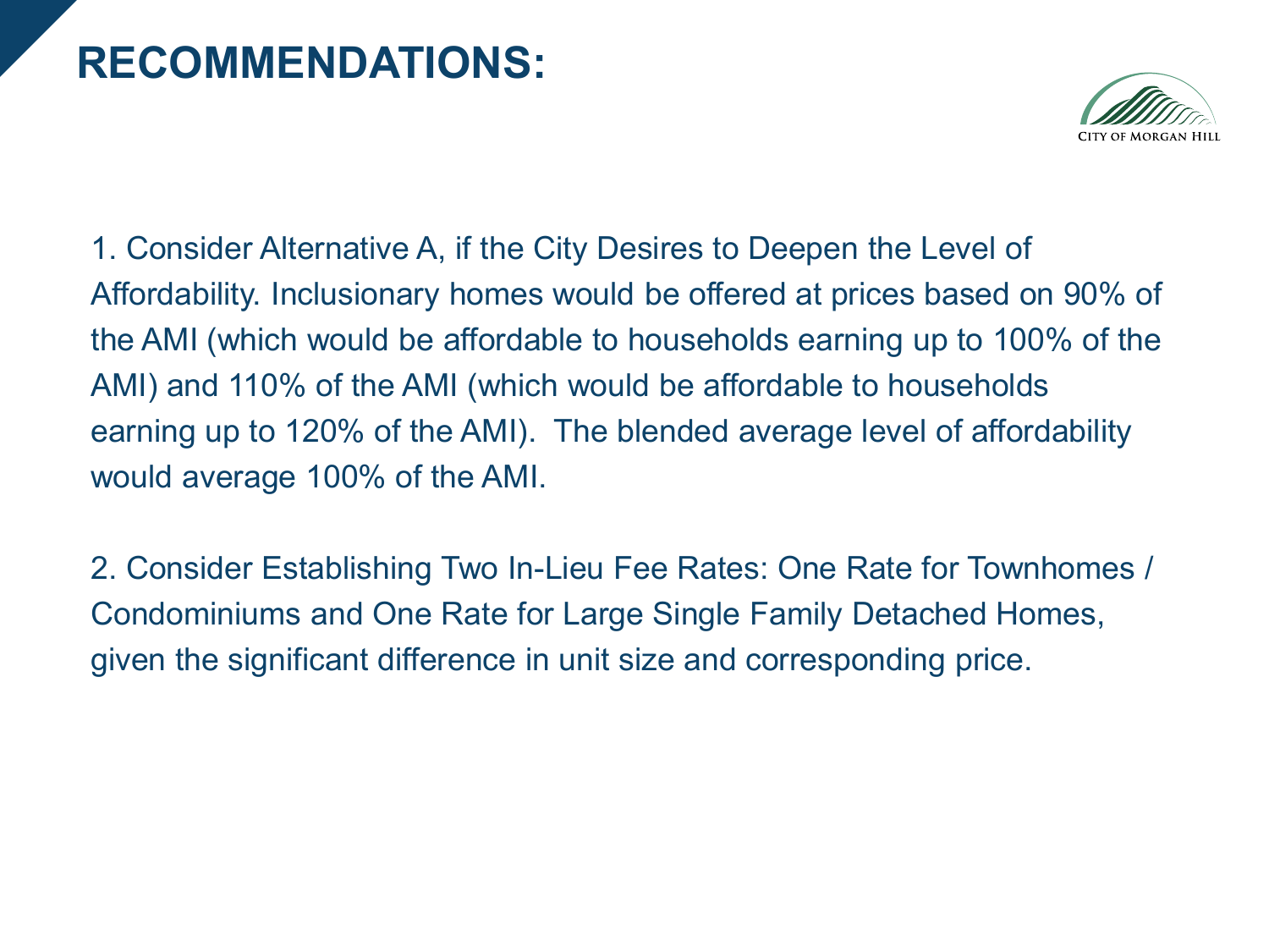# RECOMMENDATIONS:

1. Consider Alternative A, if the City Desires to Deepen the Level of Affordability. Inclusionary homes would be offered at prices based on 90% of the AMI (which would be affordable to households earning up to 100% of the AMI) and 110% of the AMI (which would be affordable to households earning up to 120% of the AMI). The blended average level of affordability would average 100% of the AMI.

2. Consider Establishing Two In-Lieu Fee Rates: One Rate for Townhomes / Condominiums and One Rate for Large Single Family Detached Homes, given the significant difference in unit size and corresponding price.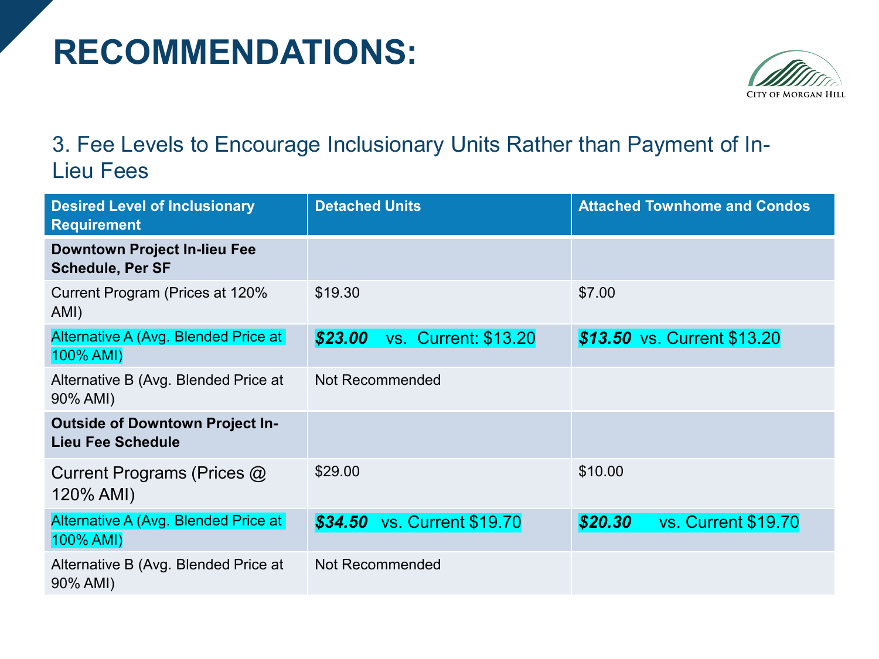# RECOMMENDATIONS:

CITY OF MORGAN HILL

## 3. Fee Levels to Encourage Inclusionary Units Rather than Payment of In-Lieu Fees

| Desired Level of Inclusionary Requirement | Detached Units | Attached Townhome and Condos |
|---|---|---|
| **Downtown Project In-lieu Fee Schedule, Per SF** | | |
| Current Program (Prices at 120% AMI) | $19.30 | $7.00 |
| Alternative A (Avg. Blended Price at 100% AMI) | ***$23.00*** vs. Current: $13.20 | ***$13.50*** vs. Current $13.20 |
| Alternative B (Avg. Blended Price at 90% AMI) | Not Recommended | |
| **Outside of Downtown Project In-Lieu Fee Schedule** | | |
| Current Programs (Prices @ 120% AMI) | $29.00 | $10.00 |
| Alternative A (Avg. Blended Price at 100% AMI) | ***$34.50*** vs. Current $19.70 | ***$20.30*** vs. Current $19.70 |
| Alternative B (Avg. Blended Price at 90% AMI) | Not Recommended | |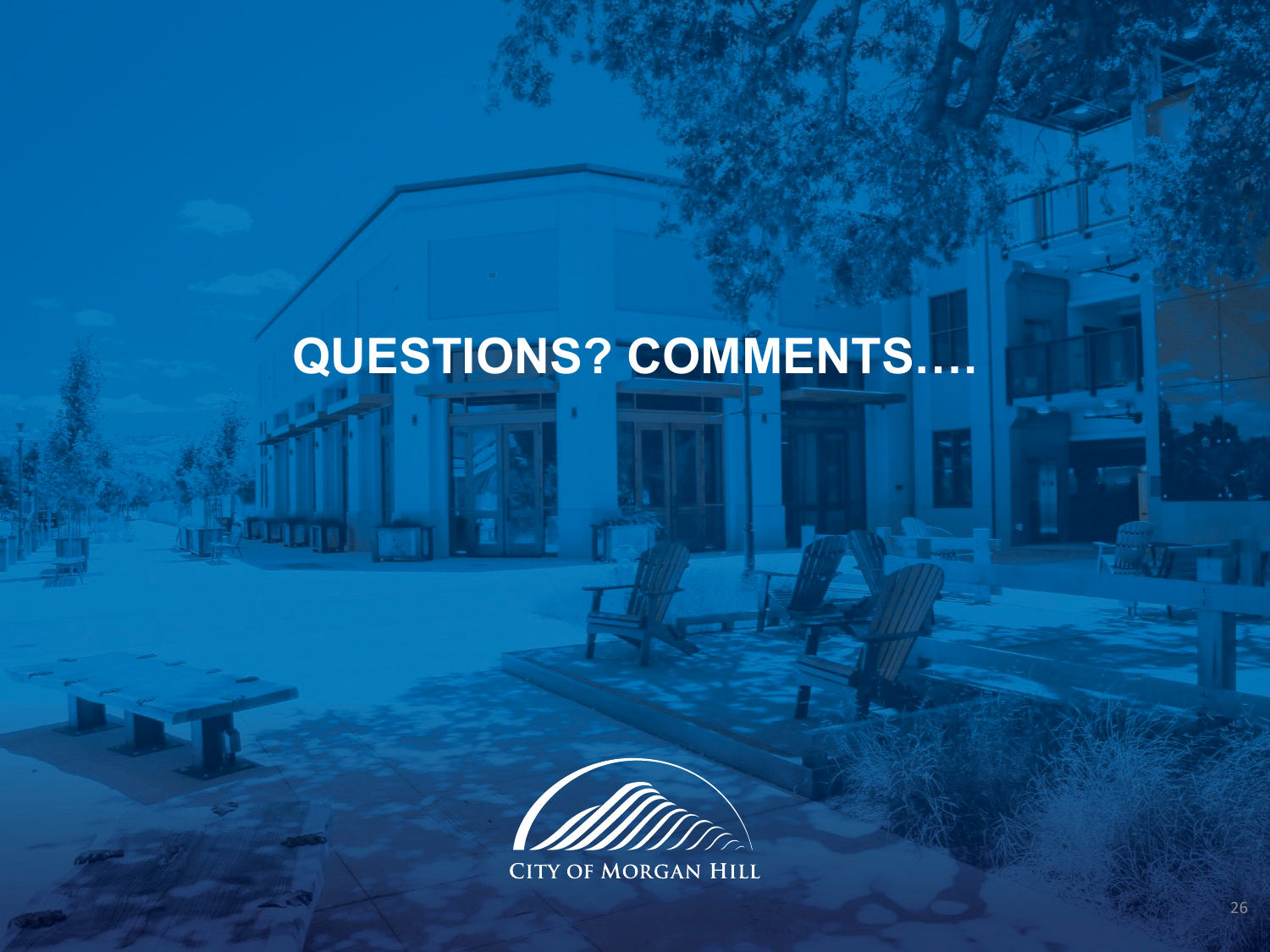# QUESTIONS? COMMENTS….

CITY OF MORGAN HILL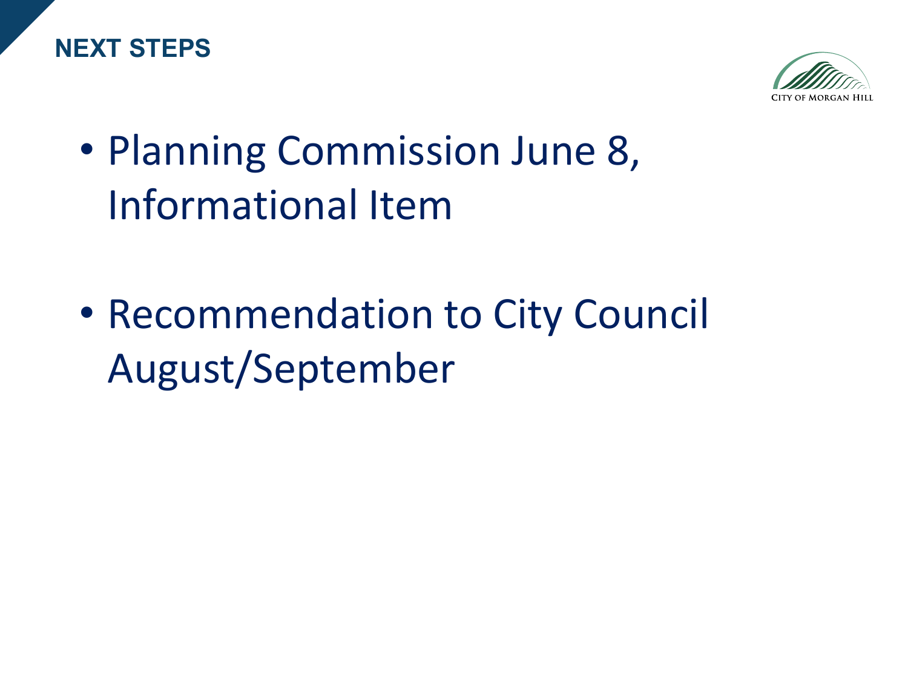## NEXT STEPS

- Planning Commission June 8, Informational Item
- Recommendation to City Council August/September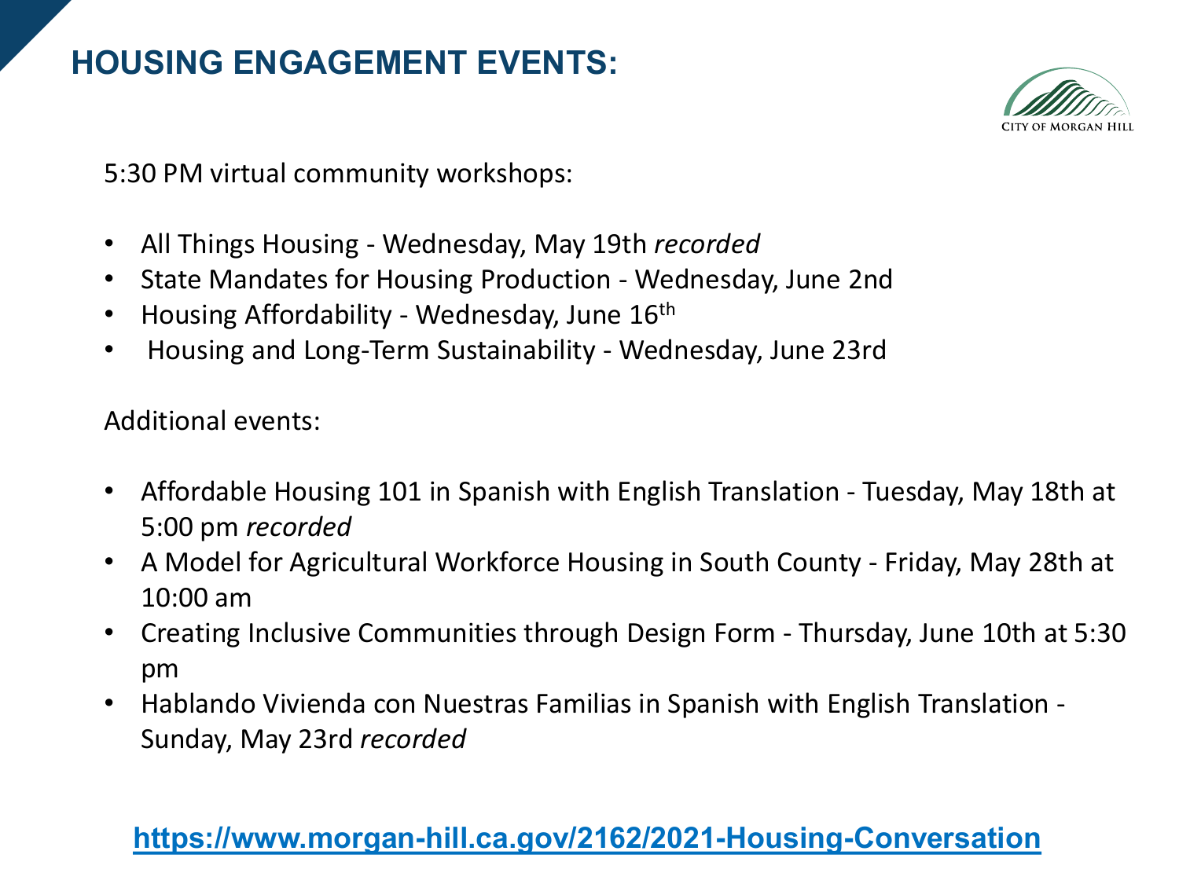# HOUSING ENGAGEMENT EVENTS:

CITY OF MORGAN HILL

5:30 PM virtual community workshops:

- All Things Housing - Wednesday, May 19th *recorded*
- State Mandates for Housing Production - Wednesday, June 2nd
- Housing Affordability - Wednesday, June 16th
- Housing and Long-Term Sustainability - Wednesday, June 23rd

Additional events:

- Affordable Housing 101 in Spanish with English Translation - Tuesday, May 18th at 5:00 pm *recorded*
- A Model for Agricultural Workforce Housing in South County - Friday, May 28th at 10:00 am
- Creating Inclusive Communities through Design Form - Thursday, June 10th at 5:30 pm
- Hablando Vivienda con Nuestras Familias in Spanish with English Translation - Sunday, May 23rd *recorded*

**https://www.morgan-hill.ca.gov/2162/2021-Housing-Conversation**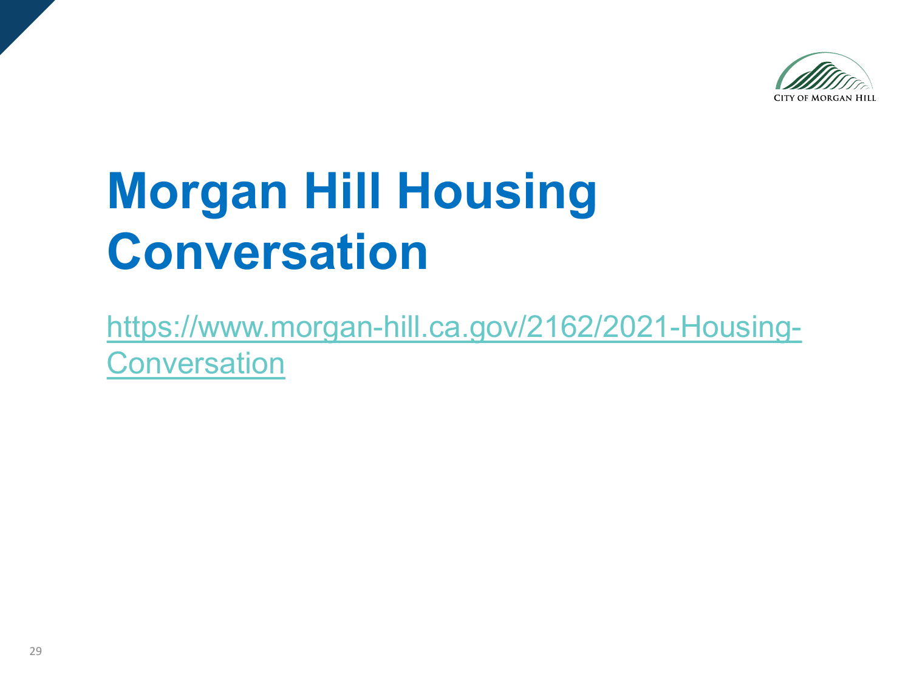# Morgan Hill Housing Conversation

[https://www.morgan-hill.ca.gov/2162/2021-Housing-Conversation](https://www.morgan-hill.ca.gov/2162/2021-Housing-Conversation)